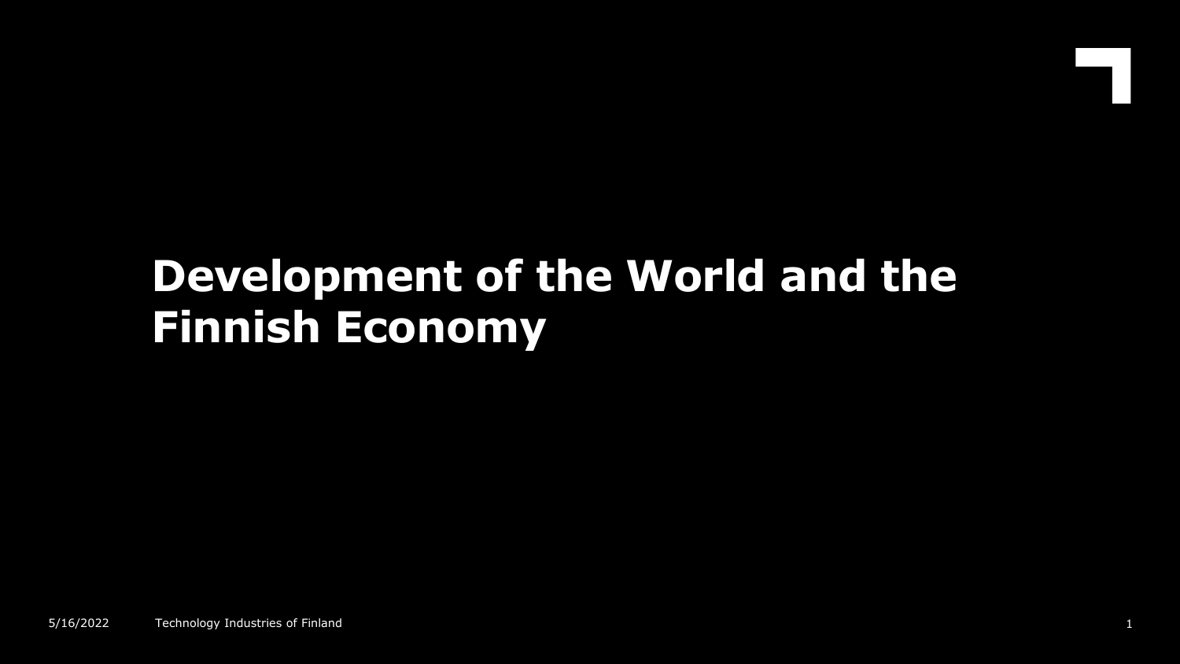# Development of the World and the Finnish Economy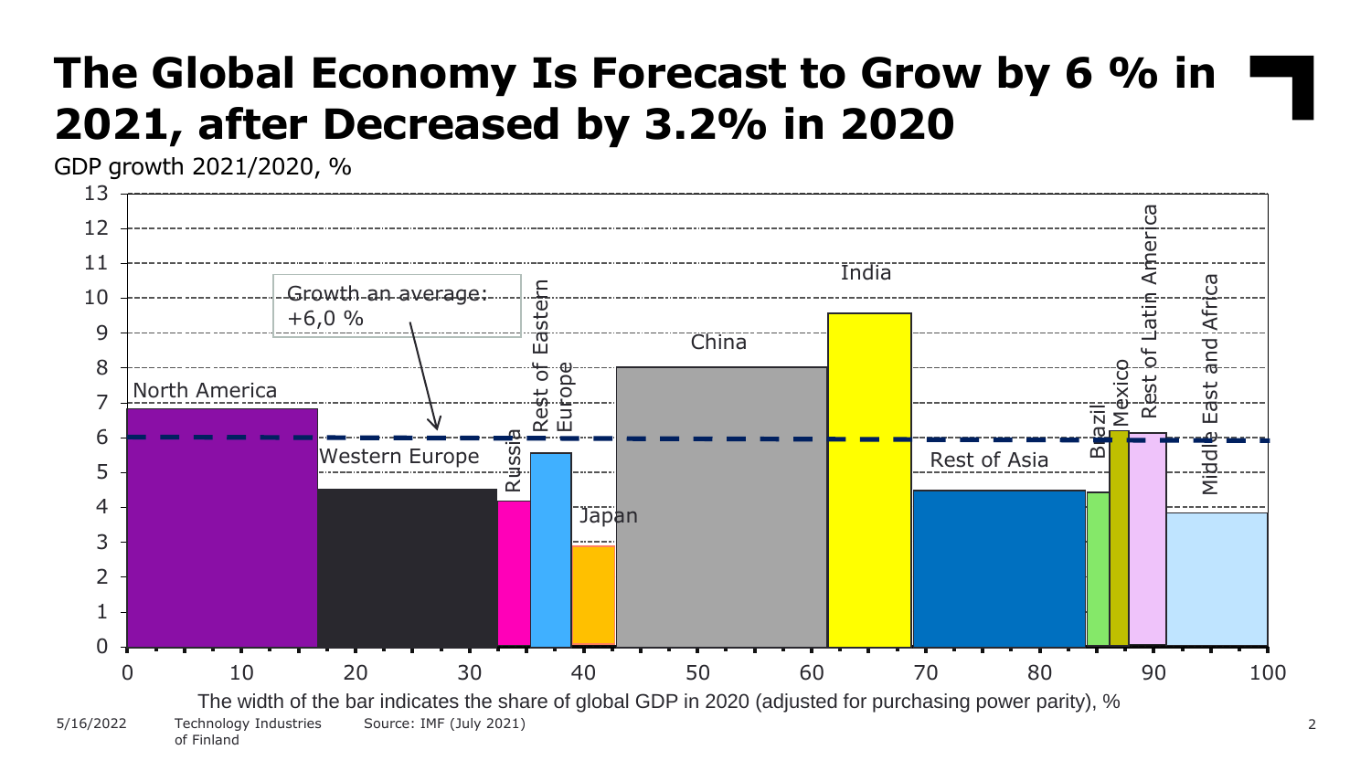# The Global Economy Is Forecast to Grow by 6 % in 2021, after Decreased by 3.2% in 2020

GDP growth 2021/2020, %

Growth an average: +6,0 %

North America, Western Europe, Russia, Rest of Eastern Europe, Japan, China, India, Rest of Asia, Brazil, Mexico, Rest of Latin America, Middle East and Africa

The width of the bar indicates the share of global GDP in 2020 (adjusted for purchasing power parity), %

Source: IMF (July 2021)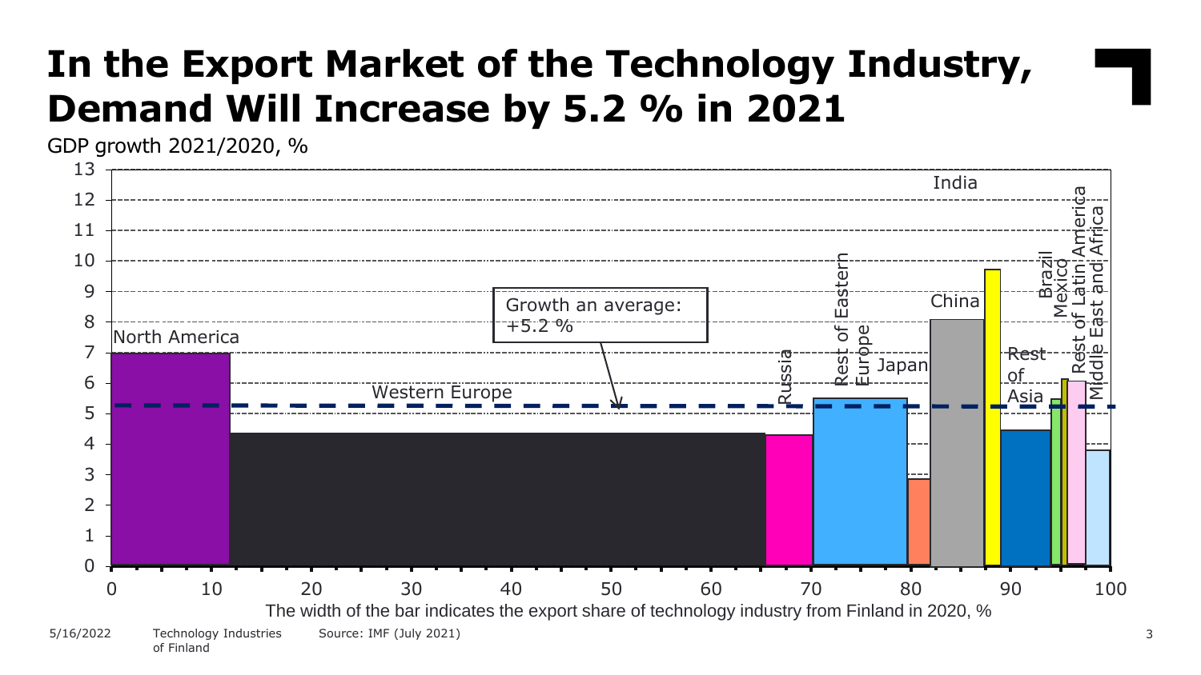# In the Export Market of the Technology Industry, Demand Will Increase by 5.2 % in 2021

GDP growth 2021/2020, %

Growth an average: +5.2 %

North America, Western Europe, Russia, Rest of Eastern Europe, Japan, China, India, Rest of Asia, Brazil, Mexico, Rest of Latin America, Middle East and Africa

The width of the bar indicates the export share of technology industry from Finland in 2020, %

Source: IMF (July 2021)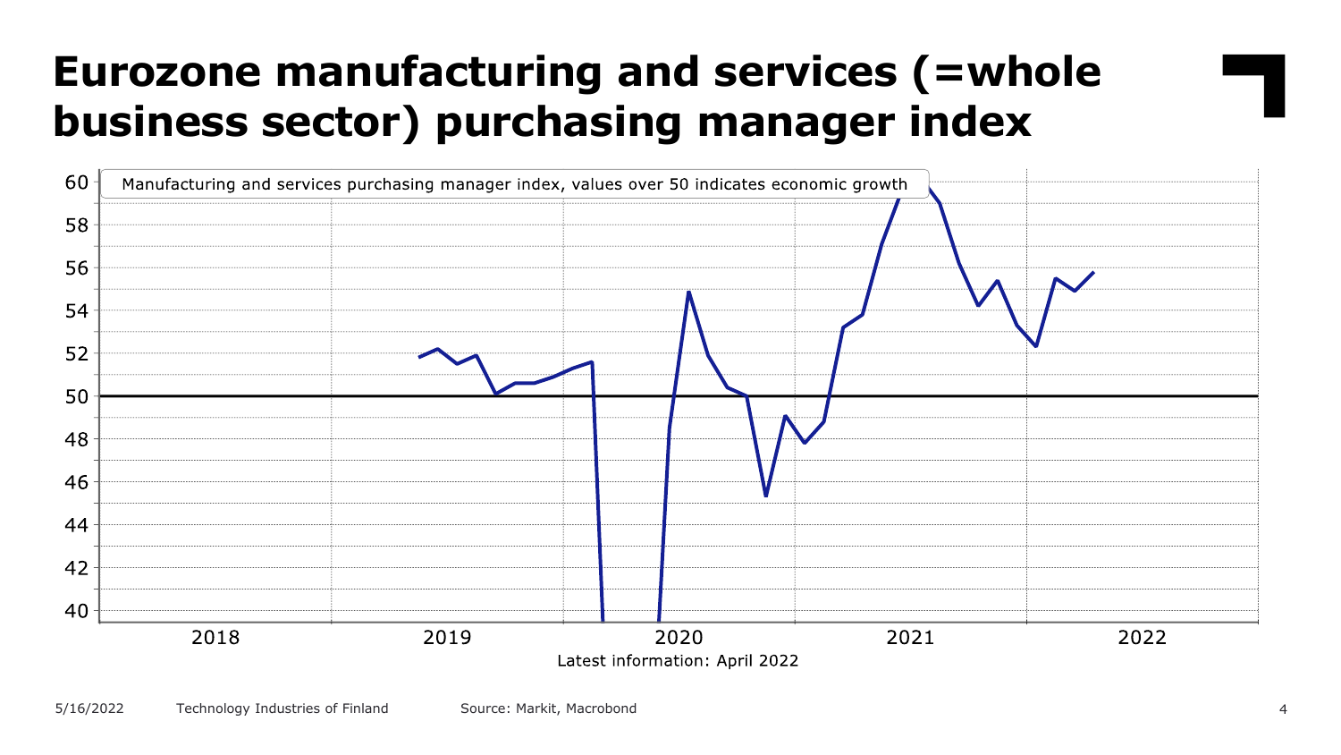# Eurozone manufacturing and services (=whole business sector) purchasing manager index

Manufacturing and services purchasing manager index, values over 50 indicates economic growth

Latest information: April 2022

Source: Markit, Macrobond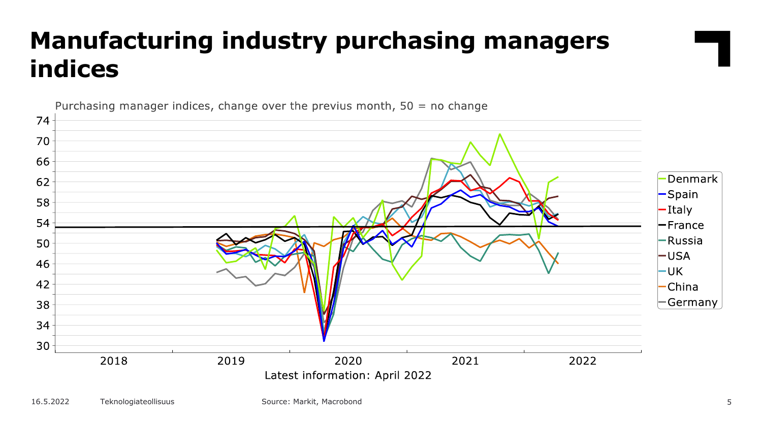# Manufacturing industry purchasing managers indices

Purchasing manager indices, change over the previus month, 50 = no change

Legend: Denmark, Spain, Italy, France, Russia, USA, UK, China, Germany

Latest information: April 2022

16.5.2022 Teknologiateollisuus

Source: Markit, Macrobond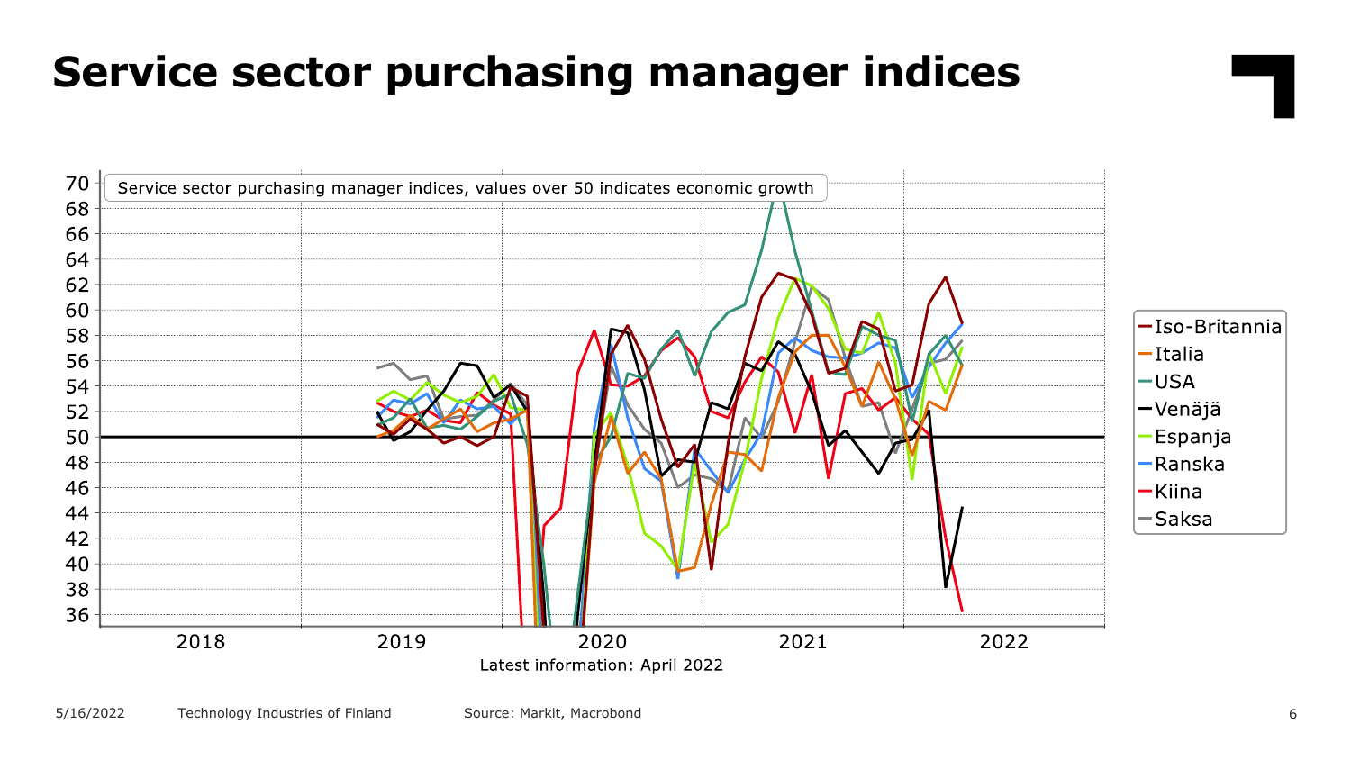# Service sector purchasing manager indices

Service sector purchasing manager indices, values over 50 indicates economic growth

- Iso-Britannia
- Italia
- USA
- Venäjä
- Espanja
- Ranska
- Kiina
- Saksa

Latest information: April 2022

Source: Markit, Macrobond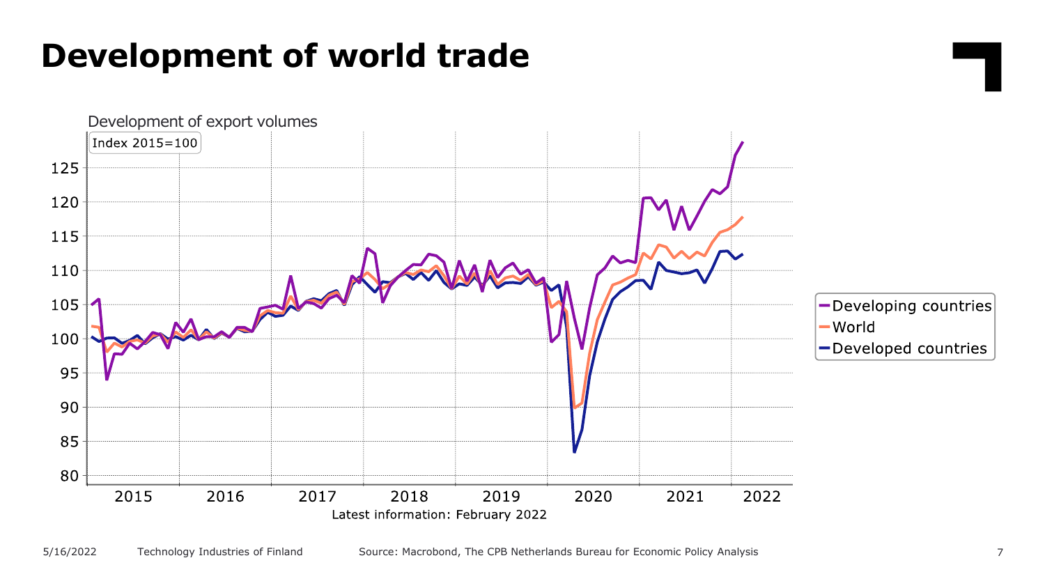# Development of world trade

Development of export volumes

Index 2015=100

Latest information: February 2022

Source: Macrobond, The CPB Netherlands Bureau for Economic Policy Analysis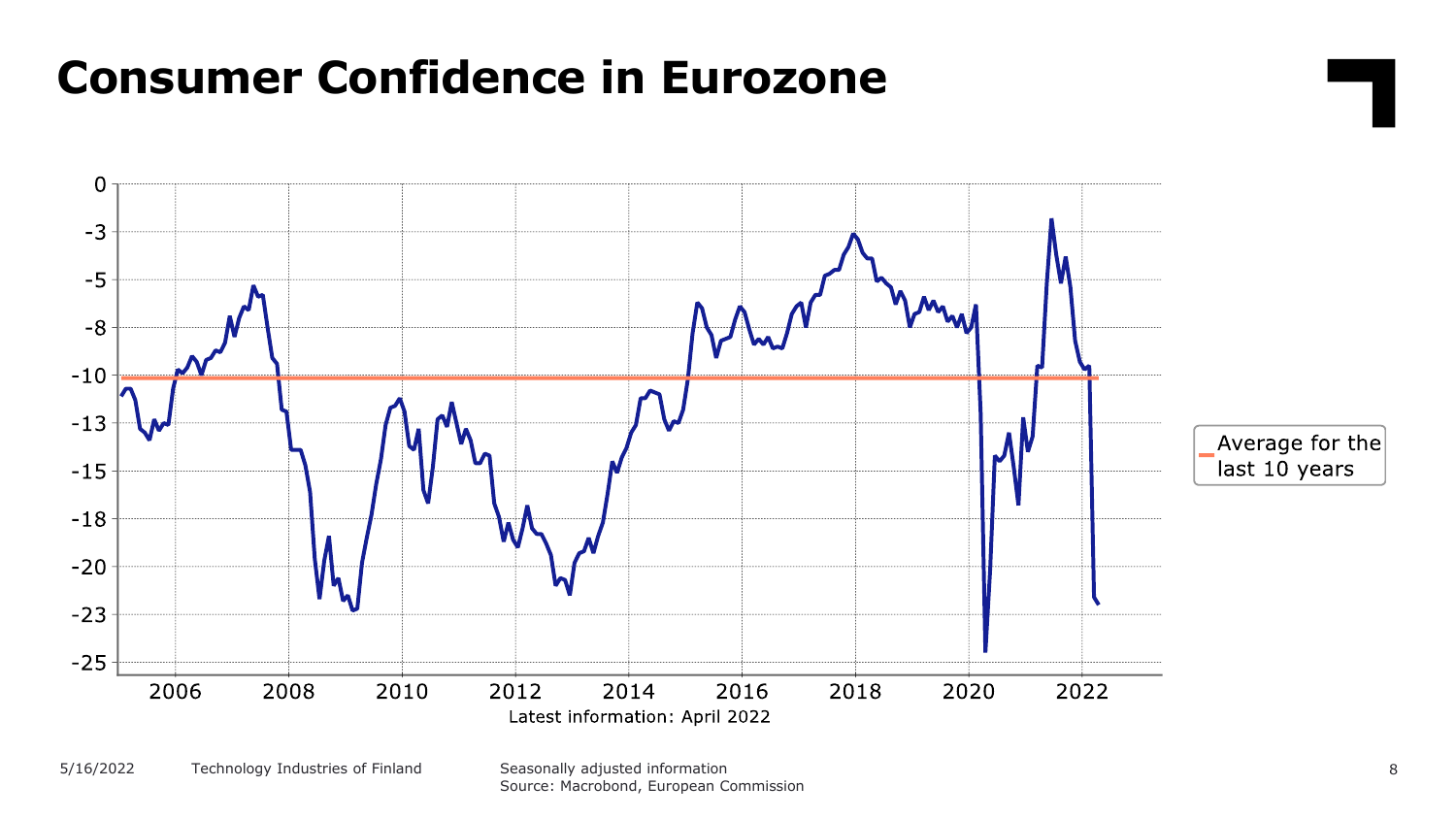# Consumer Confidence in Eurozone

Average for the last 10 years

Latest information: April 2022

Seasonally adjusted information
Source: Macrobond, European Commission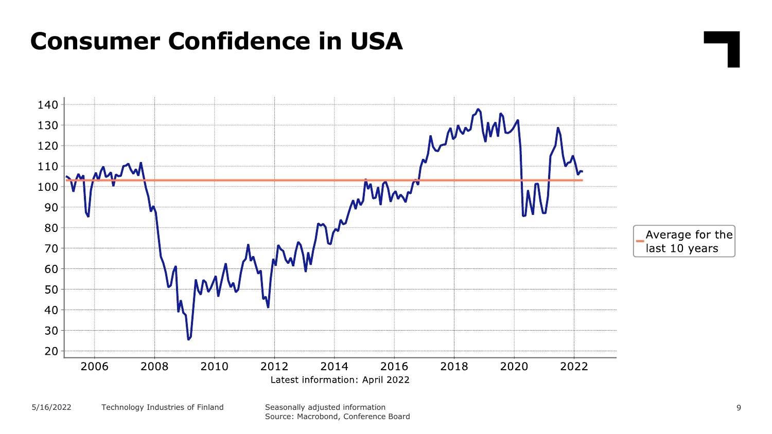# Consumer Confidence in USA

Average for the last 10 years

Latest information: April 2022

Seasonally adjusted information
Source: Macrobond, Conference Board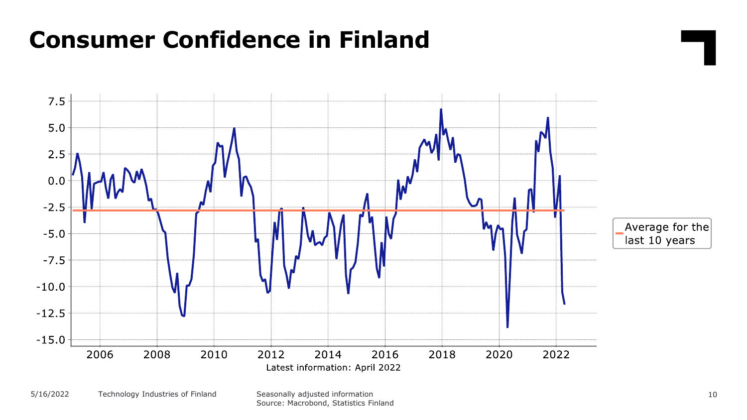# Consumer Confidence in Finland

Latest information: April 2022

Average for the last 10 years

Seasonally adjusted information
Source: Macrobond, Statistics Finland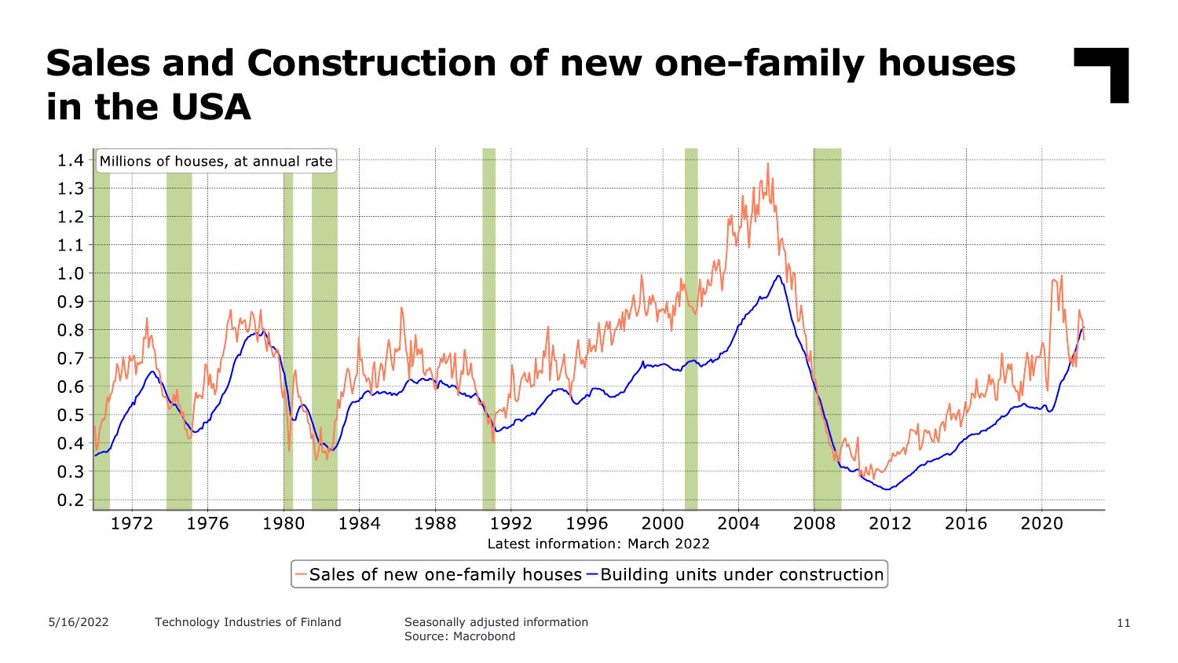# Sales and Construction of new one-family houses in the USA

Millions of houses, at annual rate

Latest information: March 2022

Sales of new one-family houses — Building units under construction

Seasonally adjusted information
Source: Macrobond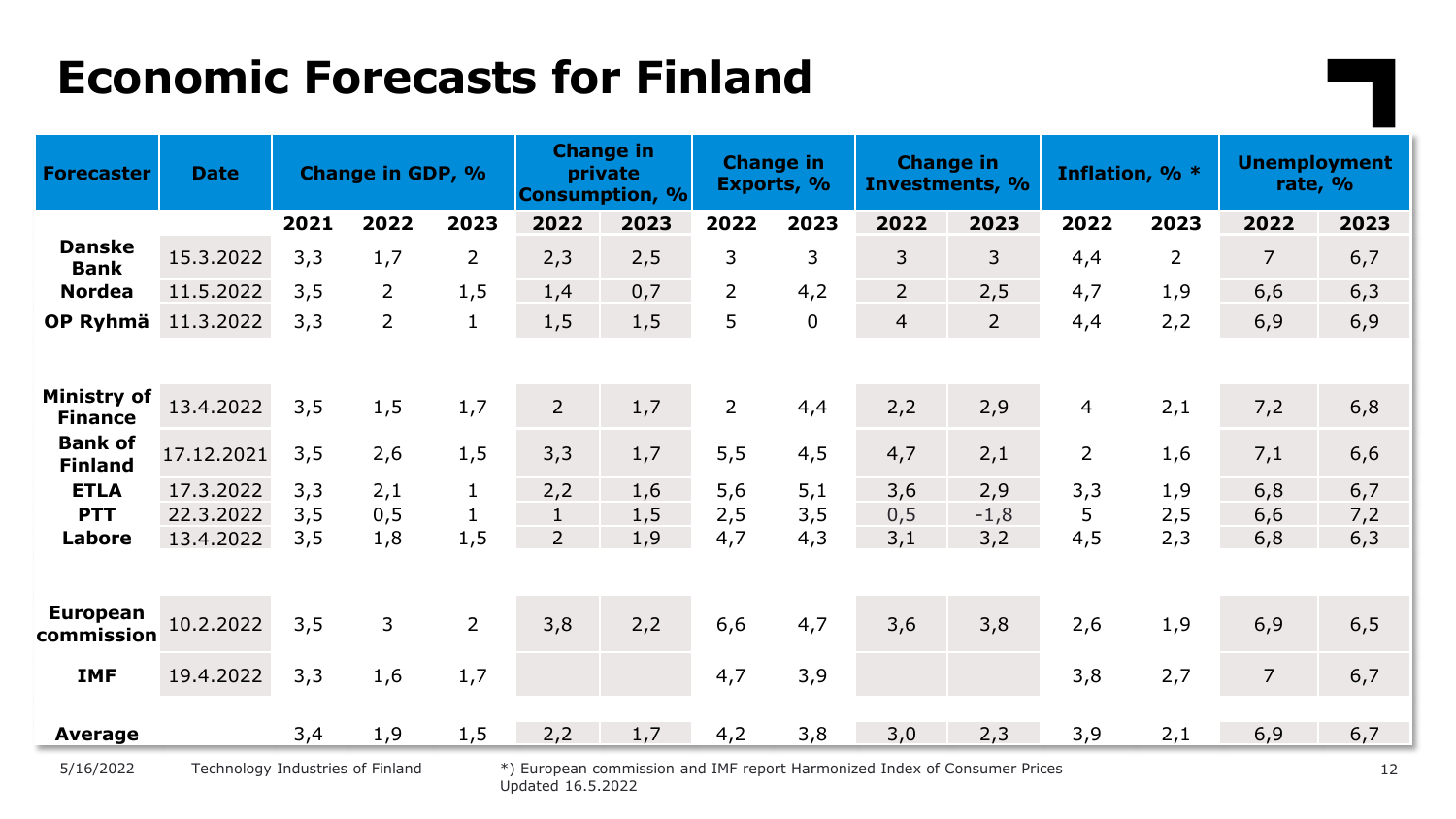# Economic Forecasts for Finland

| Forecaster | Date | Change in GDP, % | | | Change in private Consumption, % | | Change in Exports, % | | Change in Investments, % | | Inflation, % * | | Unemployment rate, % | |
|---|---|---|---|---|---|---|---|---|---|---|---|---|---|---|
| | | 2021 | 2022 | 2023 | 2022 | 2023 | 2022 | 2023 | 2022 | 2023 | 2022 | 2023 | 2022 | 2023 |
| **Danske Bank** | 15.3.2022 | 3,3 | 1,7 | 2 | 2,3 | 2,5 | 3 | 3 | 3 | 3 | 4,4 | 2 | 7 | 6,7 |
| **Nordea** | 11.5.2022 | 3,5 | 2 | 1,5 | 1,4 | 0,7 | 2 | 4,2 | 2 | 2,5 | 4,7 | 1,9 | 6,6 | 6,3 |
| **OP Ryhmä** | 11.3.2022 | 3,3 | 2 | 1 | 1,5 | 1,5 | 5 | 0 | 4 | 2 | 4,4 | 2,2 | 6,9 | 6,9 |
| **Ministry of Finance** | 13.4.2022 | 3,5 | 1,5 | 1,7 | 2 | 1,7 | 2 | 4,4 | 2,2 | 2,9 | 4 | 2,1 | 7,2 | 6,8 |
| **Bank of Finland** | 17.12.2021 | 3,5 | 2,6 | 1,5 | 3,3 | 1,7 | 5,5 | 4,5 | 4,7 | 2,1 | 2 | 1,6 | 7,1 | 6,6 |
| **ETLA** | 17.3.2022 | 3,3 | 2,1 | 1 | 2,2 | 1,6 | 5,6 | 5,1 | 3,6 | 2,9 | 3,3 | 1,9 | 6,8 | 6,7 |
| **PTT** | 22.3.2022 | 3,5 | 0,5 | 1 | 1 | 1,5 | 2,5 | 3,5 | 0,5 | -1,8 | 5 | 2,5 | 6,6 | 7,2 |
| **Labore** | 13.4.2022 | 3,5 | 1,8 | 1,5 | 2 | 1,9 | 4,7 | 4,3 | 3,1 | 3,2 | 4,5 | 2,3 | 6,8 | 6,3 |
| **European commission** | 10.2.2022 | 3,5 | 3 | 2 | 3,8 | 2,2 | 6,6 | 4,7 | 3,6 | 3,8 | 2,6 | 1,9 | 6,9 | 6,5 |
| **IMF** | 19.4.2022 | 3,3 | 1,6 | 1,7 | | | 4,7 | 3,9 | | | 3,8 | 2,7 | 7 | 6,7 |
| **Average** | | 3,4 | 1,9 | 1,5 | 2,2 | 1,7 | 4,2 | 3,8 | 3,0 | 2,3 | 3,9 | 2,1 | 6,9 | 6,7 |

5/16/2022 Technology Industries of Finland

*) European commission and IMF report Harmonized Index of Consumer Prices
Updated 16.5.2022